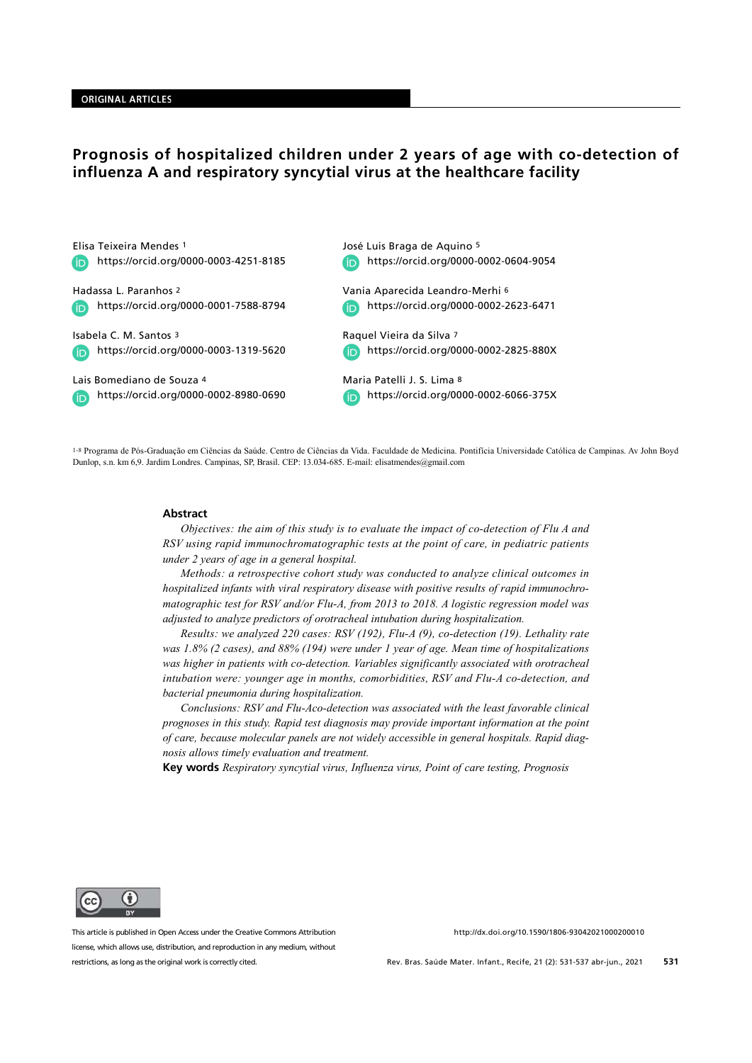ORIGINAL ARTICLES

# Prognosis of hospitalized children under 2 years of age with co-detection of influenza A and respiratory syncytial virus at the healthcare facility

Elisa Teixeira Mendes [1]
https://orcid.org/0000-0003-4251-8185

Hadassa L. Paranhos [2]
https://orcid.org/0000-0001-7588-8794

Isabela C. M. Santos [3]
https://orcid.org/0000-0003-1319-5620

Lais Bomediano de Souza [4]
https://orcid.org/0000-0002-8980-0690

José Luis Braga de Aquino [5]
https://orcid.org/0000-0002-0604-9054

Vania Aparecida Leandro-Merhi [6]
https://orcid.org/0000-0002-2623-6471

Raquel Vieira da Silva [7]
https://orcid.org/0000-0002-2825-880X

Maria Patelli J. S. Lima [8]
https://orcid.org/0000-0002-6066-375X

[1-8] Programa de Pós-Graduação em Ciências da Saúde. Centro de Ciências da Vida. Faculdade de Medicina. Pontifícia Universidade Católica de Campinas. Av John Boyd Dunlop, s.n. km 6,9. Jardim Londres. Campinas, SP, Brasil. CEP: 13.034-685. E-mail: elisatmendes@gmail.com

## Abstract

*Objectives: the aim of this study is to evaluate the impact of co-detection of Flu A and RSV using rapid immunochromatographic tests at the point of care, in pediatric patients under 2 years of age in a general hospital.*

*Methods: a retrospective cohort study was conducted to analyze clinical outcomes in hospitalized infants with viral respiratory disease with positive results of rapid immunochromatographic test for RSV and/or Flu-A, from 2013 to 2018. A logistic regression model was adjusted to analyze predictors of orotracheal intubation during hospitalization.*

*Results: we analyzed 220 cases: RSV (192), Flu-A (9), co-detection (19). Lethality rate was 1.8% (2 cases), and 88% (194) were under 1 year of age. Mean time of hospitalizations was higher in patients with co-detection. Variables significantly associated with orotracheal intubation were: younger age in months, comorbidities, RSV and Flu-A co-detection, and bacterial pneumonia during hospitalization.*

*Conclusions: RSV and Flu-Aco-detection was associated with the least favorable clinical prognoses in this study. Rapid test diagnosis may provide important information at the point of care, because molecular panels are not widely accessible in general hospitals. Rapid diagnosis allows timely evaluation and treatment.*

**Key words** *Respiratory syncytial virus, Influenza virus, Point of care testing, Prognosis*

This article is published in Open Access under the Creative Commons Attribution license, which allows use, distribution, and reproduction in any medium, without restrictions, as long as the original work is correctly cited.

http://dx.doi.org/10.1590/1806-93042021000200010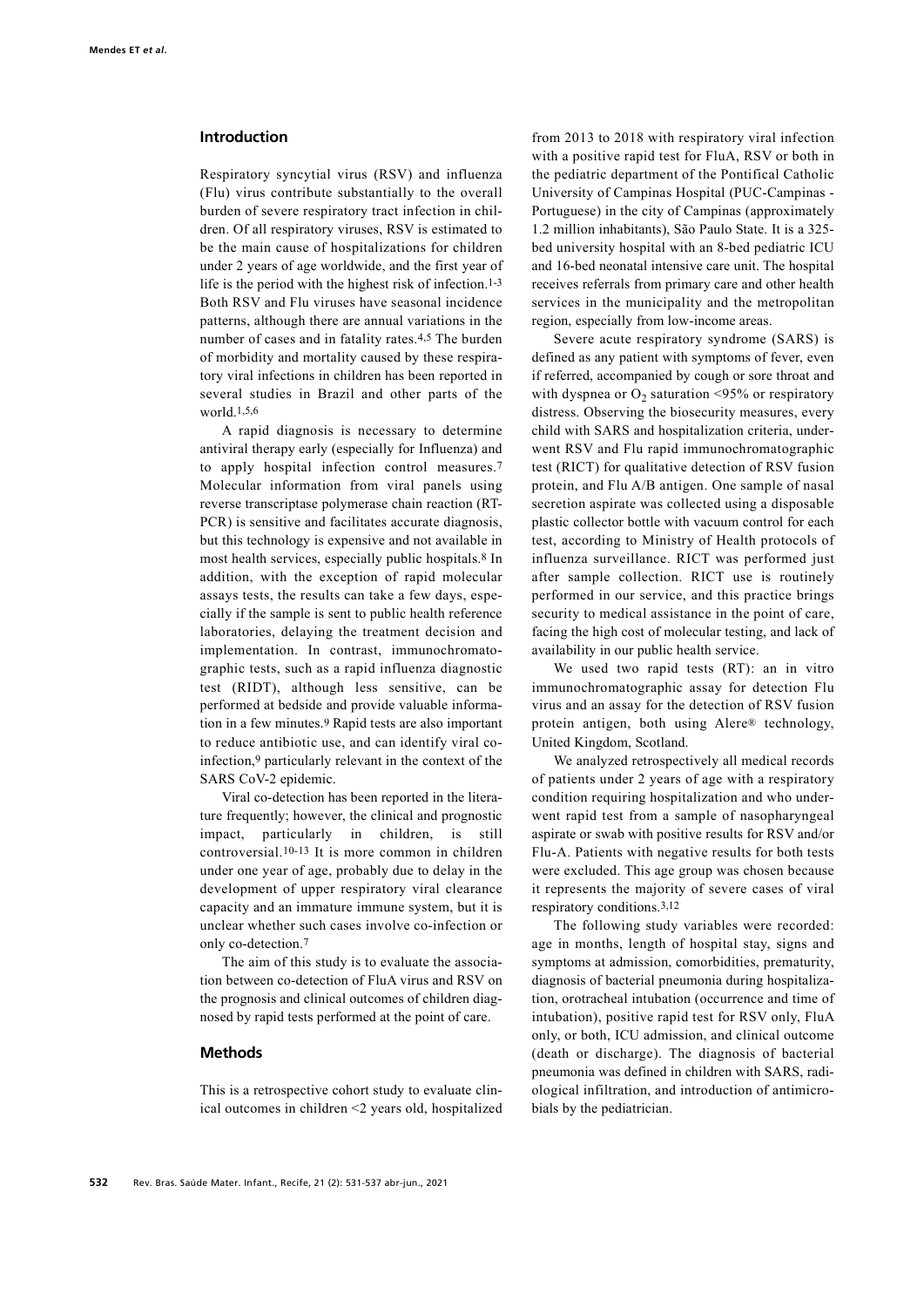## Introduction

Respiratory syncytial virus (RSV) and influenza (Flu) virus contribute substantially to the overall burden of severe respiratory tract infection in children. Of all respiratory viruses, RSV is estimated to be the main cause of hospitalizations for children under 2 years of age worldwide, and the first year of life is the period with the highest risk of infection.[1-3] Both RSV and Flu viruses have seasonal incidence patterns, although there are annual variations in the number of cases and in fatality rates.[4,5] The burden of morbidity and mortality caused by these respiratory viral infections in children has been reported in several studies in Brazil and other parts of the world.[1,5,6]

A rapid diagnosis is necessary to determine antiviral therapy early (especially for Influenza) and to apply hospital infection control measures.[7] Molecular information from viral panels using reverse transcriptase polymerase chain reaction (RT-PCR) is sensitive and facilitates accurate diagnosis, but this technology is expensive and not available in most health services, especially public hospitals.[8] In addition, with the exception of rapid molecular assays tests, the results can take a few days, especially if the sample is sent to public health reference laboratories, delaying the treatment decision and implementation. In contrast, immunochromatographic tests, such as a rapid influenza diagnostic test (RIDT), although less sensitive, can be performed at bedside and provide valuable information in a few minutes.[9] Rapid tests are also important to reduce antibiotic use, and can identify viral co-infection,[9] particularly relevant in the context of the SARS CoV-2 epidemic.

Viral co-detection has been reported in the literature frequently; however, the clinical and prognostic impact, particularly in children, is still controversial.[10-13] It is more common in children under one year of age, probably due to delay in the development of upper respiratory viral clearance capacity and an immature immune system, but it is unclear whether such cases involve co-infection or only co-detection.[7]

The aim of this study is to evaluate the association between co-detection of FluA virus and RSV on the prognosis and clinical outcomes of children diagnosed by rapid tests performed at the point of care.

## Methods

This is a retrospective cohort study to evaluate clinical outcomes in children <2 years old, hospitalized from 2013 to 2018 with respiratory viral infection with a positive rapid test for FluA, RSV or both in the pediatric department of the Pontifical Catholic University of Campinas Hospital (PUC-Campinas - Portuguese) in the city of Campinas (approximately 1.2 million inhabitants), São Paulo State. It is a 325-bed university hospital with an 8-bed pediatric ICU and 16-bed neonatal intensive care unit. The hospital receives referrals from primary care and other health services in the municipality and the metropolitan region, especially from low-income areas.

Severe acute respiratory syndrome (SARS) is defined as any patient with symptoms of fever, even if referred, accompanied by cough or sore throat and with dyspnea or $O_2$ saturation <95% or respiratory distress. Observing the biosecurity measures, every child with SARS and hospitalization criteria, underwent RSV and Flu rapid immunochromatographic test (RICT) for qualitative detection of RSV fusion protein, and Flu A/B antigen. One sample of nasal secretion aspirate was collected using a disposable plastic collector bottle with vacuum control for each test, according to Ministry of Health protocols of influenza surveillance. RICT was performed just after sample collection. RICT use is routinely performed in our service, and this practice brings security to medical assistance in the point of care, facing the high cost of molecular testing, and lack of availability in our public health service.

We used two rapid tests (RT): an in vitro immunochromatographic assay for detection Flu virus and an assay for the detection of RSV fusion protein antigen, both using Alere® technology, United Kingdom, Scotland.

We analyzed retrospectively all medical records of patients under 2 years of age with a respiratory condition requiring hospitalization and who underwent rapid test from a sample of nasopharyngeal aspirate or swab with positive results for RSV and/or Flu-A. Patients with negative results for both tests were excluded. This age group was chosen because it represents the majority of severe cases of viral respiratory conditions.[3,12]

The following study variables were recorded: age in months, length of hospital stay, signs and symptoms at admission, comorbidities, prematurity, diagnosis of bacterial pneumonia during hospitalization, orotracheal intubation (occurrence and time of intubation), positive rapid test for RSV only, FluA only, or both, ICU admission, and clinical outcome (death or discharge). The diagnosis of bacterial pneumonia was defined in children with SARS, radiological infiltration, and introduction of antimicrobials by the pediatrician.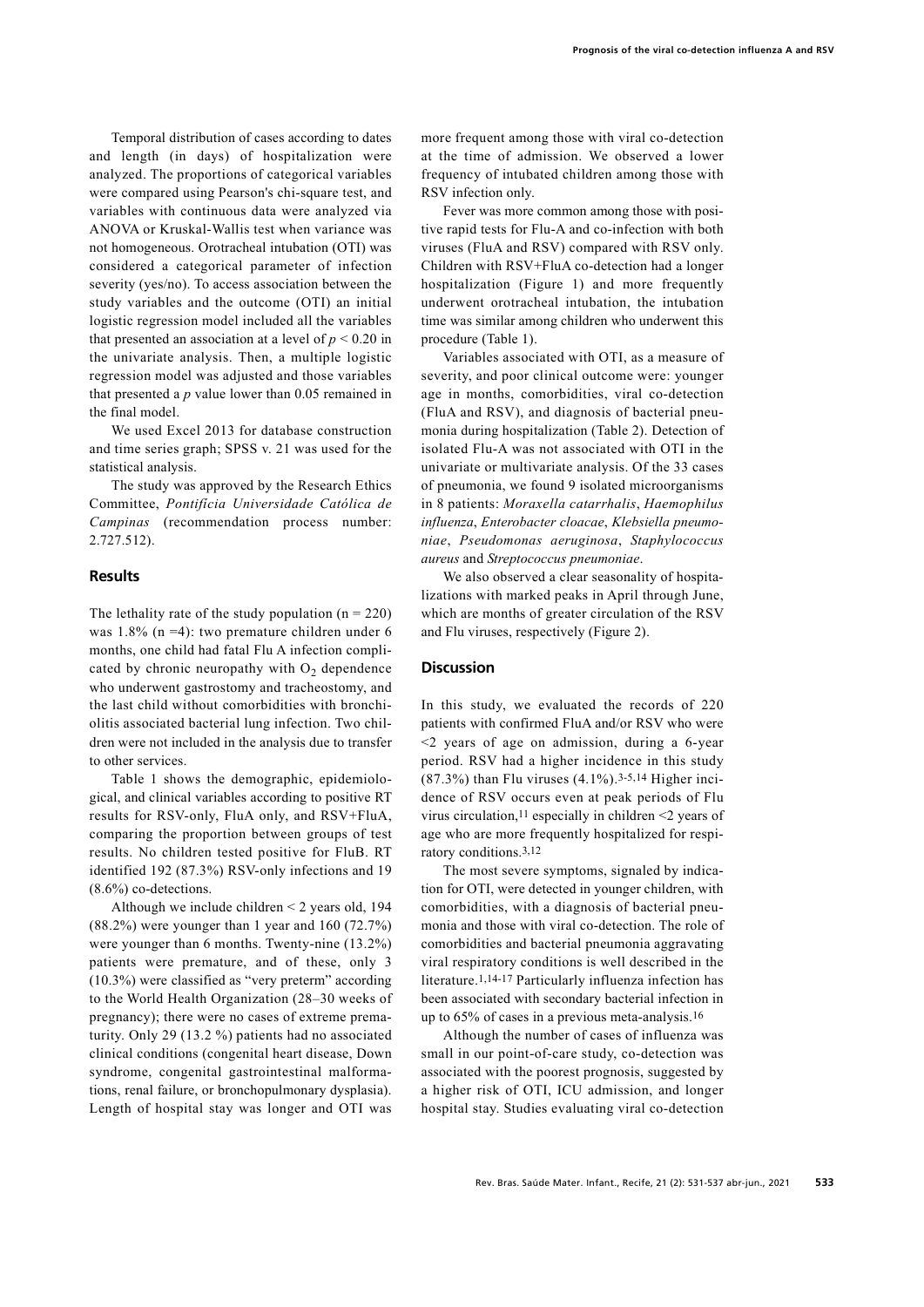Temporal distribution of cases according to dates and length (in days) of hospitalization were analyzed. The proportions of categorical variables were compared using Pearson's chi-square test, and variables with continuous data were analyzed via ANOVA or Kruskal-Wallis test when variance was not homogeneous. Orotracheal intubation (OTI) was considered a categorical parameter of infection severity (yes/no). To access association between the study variables and the outcome (OTI) an initial logistic regression model included all the variables that presented an association at a level of $p < 0.20$ in the univariate analysis. Then, a multiple logistic regression model was adjusted and those variables that presented a $p$ value lower than 0.05 remained in the final model.

We used Excel 2013 for database construction and time series graph; SPSS v. 21 was used for the statistical analysis.

The study was approved by the Research Ethics Committee, *Pontifícia Universidade Católica de Campinas* (recommendation process number: 2.727.512).

## Results

The lethality rate of the study population (n = 220) was 1.8% (n =4): two premature children under 6 months, one child had fatal Flu A infection complicated by chronic neuropathy with $O_2$ dependence who underwent gastrostomy and tracheostomy, and the last child without comorbidities with bronchiolitis associated bacterial lung infection. Two children were not included in the analysis due to transfer to other services.

Table 1 shows the demographic, epidemiological, and clinical variables according to positive RT results for RSV-only, FluA only, and RSV+FluA, comparing the proportion between groups of test results. No children tested positive for FluB. RT identified 192 (87.3%) RSV-only infections and 19 (8.6%) co-detections.

Although we include children < 2 years old, 194 (88.2%) were younger than 1 year and 160 (72.7%) were younger than 6 months. Twenty-nine (13.2%) patients were premature, and of these, only 3 (10.3%) were classified as "very preterm" according to the World Health Organization (28–30 weeks of pregnancy); there were no cases of extreme prematurity. Only 29 (13.2 %) patients had no associated clinical conditions (congenital heart disease, Down syndrome, congenital gastrointestinal malformations, renal failure, or bronchopulmonary dysplasia). Length of hospital stay was longer and OTI was more frequent among those with viral co-detection at the time of admission. We observed a lower frequency of intubated children among those with RSV infection only.

Fever was more common among those with positive rapid tests for Flu-A and co-infection with both viruses (FluA and RSV) compared with RSV only. Children with RSV+FluA co-detection had a longer hospitalization (Figure 1) and more frequently underwent orotracheal intubation, the intubation time was similar among children who underwent this procedure (Table 1).

Variables associated with OTI, as a measure of severity, and poor clinical outcome were: younger age in months, comorbidities, viral co-detection (FluA and RSV), and diagnosis of bacterial pneumonia during hospitalization (Table 2). Detection of isolated Flu-A was not associated with OTI in the univariate or multivariate analysis. Of the 33 cases of pneumonia, we found 9 isolated microorganisms in 8 patients: *Moraxella catarrhalis*, *Haemophilus influenza*, *Enterobacter cloacae*, *Klebsiella pneumoniae*, *Pseudomonas aeruginosa*, *Staphylococcus aureus* and *Streptococcus pneumoniae*.

We also observed a clear seasonality of hospitalizations with marked peaks in April through June, which are months of greater circulation of the RSV and Flu viruses, respectively (Figure 2).

## Discussion

In this study, we evaluated the records of 220 patients with confirmed FluA and/or RSV who were <2 years of age on admission, during a 6-year period. RSV had a higher incidence in this study (87.3%) than Flu viruses (4.1%).[3-5,14] Higher incidence of RSV occurs even at peak periods of Flu virus circulation,[11] especially in children <2 years of age who are more frequently hospitalized for respiratory conditions.[3,12]

The most severe symptoms, signaled by indication for OTI, were detected in younger children, with comorbidities, with a diagnosis of bacterial pneumonia and those with viral co-detection. The role of comorbidities and bacterial pneumonia aggravating viral respiratory conditions is well described in the literature.[1,14-17] Particularly influenza infection has been associated with secondary bacterial infection in up to 65% of cases in a previous meta-analysis.[16]

Although the number of cases of influenza was small in our point-of-care study, co-detection was associated with the poorest prognosis, suggested by a higher risk of OTI, ICU admission, and longer hospital stay. Studies evaluating viral co-detection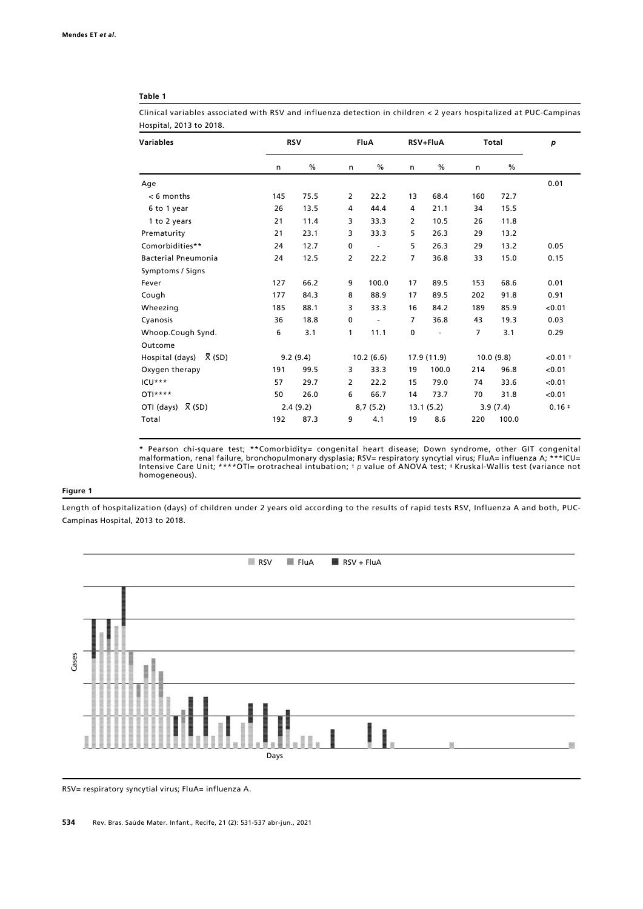**Table 1**

Clinical variables associated with RSV and influenza detection in children < 2 years hospitalized at PUC-Campinas Hospital, 2013 to 2018.

| Variables | RSV | | FluA | | RSV+FluA | | Total | | *p* |
|---|---|---|---|---|---|---|---|---|---|
| | n | % | n | % | n | % | n | % | |
| Age | | | | | | | | | 0.01 |
| < 6 months | 145 | 75.5 | 2 | 22.2 | 13 | 68.4 | 160 | 72.7 | |
| 6 to 1 year | 26 | 13.5 | 4 | 44.4 | 4 | 21.1 | 34 | 15.5 | |
| 1 to 2 years | 21 | 11.4 | 3 | 33.3 | 2 | 10.5 | 26 | 11.8 | |
| Prematurity | 21 | 23.1 | 3 | 33.3 | 5 | 26.3 | 29 | 13.2 | |
| Comorbidities** | 24 | 12.7 | 0 | - | 5 | 26.3 | 29 | 13.2 | 0.05 |
| Bacterial Pneumonia | 24 | 12.5 | 2 | 22.2 | 7 | 36.8 | 33 | 15.0 | 0.15 |
| Symptoms / Signs | | | | | | | | | |
| Fever | 127 | 66.2 | 9 | 100.0 | 17 | 89.5 | 153 | 68.6 | 0.01 |
| Cough | 177 | 84.3 | 8 | 88.9 | 17 | 89.5 | 202 | 91.8 | 0.91 |
| Wheezing | 185 | 88.1 | 3 | 33.3 | 16 | 84.2 | 189 | 85.9 | <0.01 |
| Cyanosis | 36 | 18.8 | 0 | - | 7 | 36.8 | 43 | 19.3 | 0.03 |
| Whoop.Cough Synd. | 6 | 3.1 | 1 | 11.1 | 0 | - | 7 | 3.1 | 0.29 |
| Outcome | | | | | | | | | |
| Hospital (days) $\bar{X}$ (SD) | 9.2 (9.4) | | 10.2 (6.6) | | 17.9 (11.9) | | 10.0 (9.8) | | <0.01 † |
| Oxygen therapy | 191 | 99.5 | 3 | 33.3 | 19 | 100.0 | 214 | 96.8 | <0.01 |
| ICU*** | 57 | 29.7 | 2 | 22.2 | 15 | 79.0 | 74 | 33.6 | <0.01 |
| OTI**** | 50 | 26.0 | 6 | 66.7 | 14 | 73.7 | 70 | 31.8 | <0.01 |
| OTI (days) $\bar{X}$ (SD) | 2.4 (9.2) | | 8,7 (5.2) | | 13.1 (5.2) | | 3.9 (7.4) | | 0.16 ‡ |
| Total | 192 | 87.3 | 9 | 4.1 | 19 | 8.6 | 220 | 100.0 | |

\* Pearson chi-square test; **Comorbidity= congenital heart disease; Down syndrome, other GIT congenital malformation, renal failure, bronchopulmonary dysplasia; RSV= respiratory syncytial virus; FluA= influenza A; ***ICU= Intensive Care Unit; ****OTI= orotracheal intubation; † *p* value of ANOVA test; ‡ Kruskal-Wallis test (variance not homogeneous).

**Figure 1**

Length of hospitalization (days) of children under 2 years old according to the results of rapid tests RSV, Influenza A and both, PUC-Campinas Hospital, 2013 to 2018.

RSV= respiratory syncytial virus; FluA= influenza A.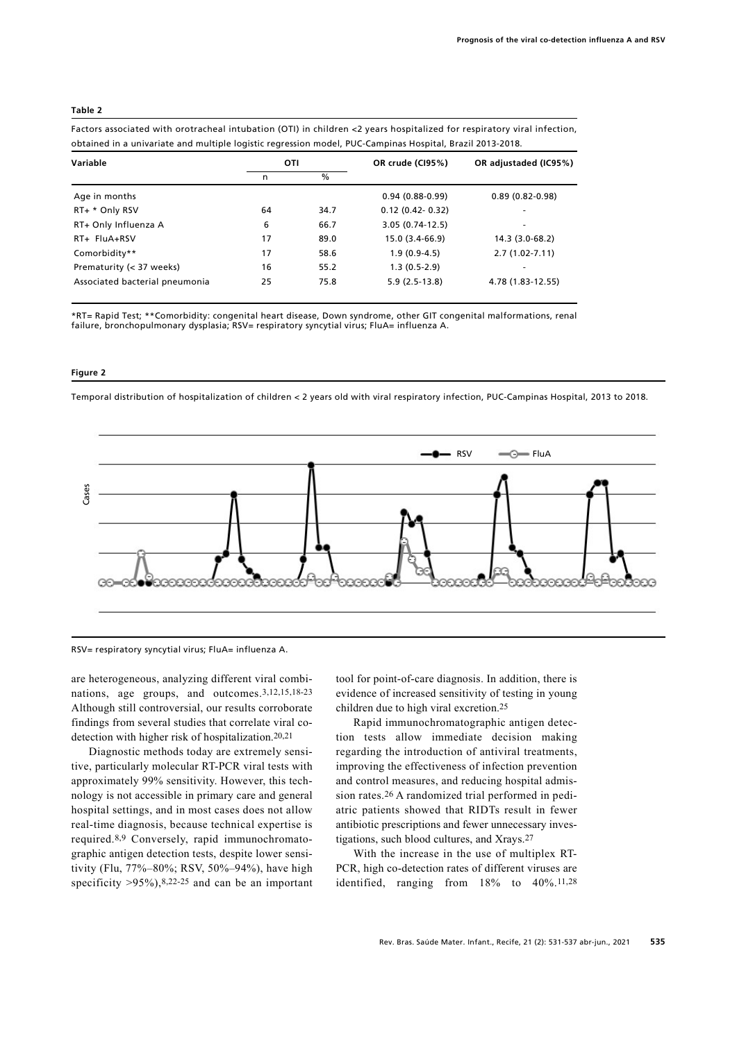**Table 2**

Factors associated with orotracheal intubation (OTI) in children <2 years hospitalized for respiratory viral infection, obtained in a univariate and multiple logistic regression model, PUC-Campinas Hospital, Brazil 2013-2018.

| Variable | OTI | | OR crude (CI95%) | OR adjustaded (IC95%) |
|---|---|---|---|---|
| | n | % | | |
| Age in months | | | 0.94 (0.88-0.99) | 0.89 (0.82-0.98) |
| RT+ * Only RSV | 64 | 34.7 | 0.12 (0.42- 0.32) | - |
| RT+ Only Influenza A | 6 | 66.7 | 3.05 (0.74-12.5) | - |
| RT+ FluA+RSV | 17 | 89.0 | 15.0 (3.4-66.9) | 14.3 (3.0-68.2) |
| Comorbidity** | 17 | 58.6 | 1.9 (0.9-4.5) | 2.7 (1.02-7.11) |
| Prematurity (< 37 weeks) | 16 | 55.2 | 1.3 (0.5-2.9) | - |
| Associated bacterial pneumonia | 25 | 75.8 | 5.9 (2.5-13.8) | 4.78 (1.83-12.55) |

*RT= Rapid Test; **Comorbidity: congenital heart disease, Down syndrome, other GIT congenital malformations, renal failure, bronchopulmonary dysplasia; RSV= respiratory syncytial virus; FluA= influenza A.

**Figure 2**

Temporal distribution of hospitalization of children < 2 years old with viral respiratory infection, PUC-Campinas Hospital, 2013 to 2018.

RSV= respiratory syncytial virus; FluA= influenza A.

are heterogeneous, analyzing different viral combinations, age groups, and outcomes.[3,12,15,18-23] Although still controversial, our results corroborate findings from several studies that correlate viral co-detection with higher risk of hospitalization.[20,21]

Diagnostic methods today are extremely sensitive, particularly molecular RT-PCR viral tests with approximately 99% sensitivity. However, this technology is not accessible in primary care and general hospital settings, and in most cases does not allow real-time diagnosis, because technical expertise is required.[8,9] Conversely, rapid immunochromatographic antigen detection tests, despite lower sensitivity (Flu, 77%–80%; RSV, 50%–94%), have high specificity >95%),[8,22-25] and can be an important tool for point-of-care diagnosis. In addition, there is evidence of increased sensitivity of testing in young children due to high viral excretion.[25]

Rapid immunochromatographic antigen detection tests allow immediate decision making regarding the introduction of antiviral treatments, improving the effectiveness of infection prevention and control measures, and reducing hospital admission rates.[26] A randomized trial performed in pediatric patients showed that RIDTs result in fewer antibiotic prescriptions and fewer unnecessary investigations, such blood cultures, and Xrays.[27]

With the increase in the use of multiplex RT-PCR, high co-detection rates of different viruses are identified, ranging from 18% to 40%.[11,28]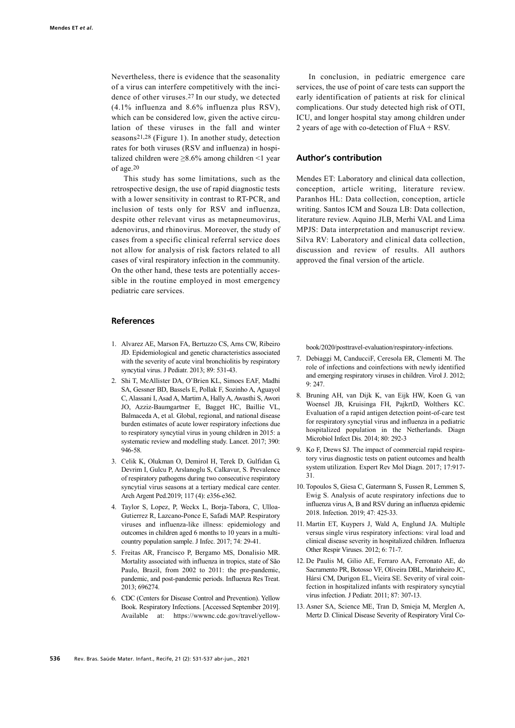Nevertheless, there is evidence that the seasonality of a virus can interfere competitively with the incidence of other viruses.[27] In our study, we detected (4.1% influenza and 8.6% influenza plus RSV), which can be considered low, given the active circulation of these viruses in the fall and winter seasons[21,28] (Figure 1). In another study, detection rates for both viruses (RSV and influenza) in hospitalized children were ≥8.6% among children <1 year of age.[20]

This study has some limitations, such as the retrospective design, the use of rapid diagnostic tests with a lower sensitivity in contrast to RT-PCR, and inclusion of tests only for RSV and influenza, despite other relevant virus as metapneumovirus, adenovirus, and rhinovirus. Moreover, the study of cases from a specific clinical referral service does not allow for analysis of risk factors related to all cases of viral respiratory infection in the community. On the other hand, these tests are potentially accessible in the routine employed in most emergency pediatric care services.

In conclusion, in pediatric emergence care services, the use of point of care tests can support the early identification of patients at risk for clinical complications. Our study detected high risk of OTI, ICU, and longer hospital stay among children under 2 years of age with co-detection of FluA + RSV.

## Author's contribution

Mendes ET: Laboratory and clinical data collection, conception, article writing, literature review. Paranhos HL: Data collection, conception, article writing. Santos ICM and Souza LB: Data collection, literature review. Aquino JLB, Merhi VAL and Lima MPJS: Data interpretation and manuscript review. Silva RV: Laboratory and clinical data collection, discussion and review of results. All authors approved the final version of the article.

## References

1. Alvarez AE, Marson FA, Bertuzzo CS, Arns CW, Ribeiro JD. Epidemiological and genetic characteristics associated with the severity of acute viral bronchiolitis by respiratory syncytial virus. J Pediatr. 2013; 89: 531-43.
2. Shi T, McAllister DA, O'Brien KL, Simoes EAF, Madhi SA, Gessner BD, Bassels E, Pollak F, Sozinho A, Aguayol C, Alassani I, Asad A, Martim A, Hally A, Awasthi S, Awori JO, Azziz-Baumgartner E, Bagget HC, Baillie VL, Balmaceda A, et al. Global, regional, and national disease burden estimates of acute lower respiratory infections due to respiratory syncytial virus in young children in 2015: a systematic review and modelling study. Lancet. 2017; 390: 946-58.
3. Celik K, Olukman O, Demirol H, Terek D, Gulfidan G, Devrim I, Gulcu P, Arslanoglu S, Calkavur, S. Prevalence of respiratory pathogens during two consecutive respiratory syncytial virus seasons at a tertiary medical care center. Arch Argent Ped.2019; 117 (4): e356-e362.
4. Taylor S, Lopez, P, Weckx L, Borja-Tabora, C, Ulloa-Gutierrez R, Lazcano-Ponce E, Safadi MAP. Respiratory viruses and influenza-like illness: epidemiology and outcomes in children aged 6 months to 10 years in a multi-country population sample. J Infec. 2017; 74: 29-41.
5. Freitas AR, Francisco P, Bergamo MS, Donalisio MR. Mortality associated with influenza in tropics, state of São Paulo, Brazil, from 2002 to 2011: the pre-pandemic, pandemic, and post-pandemic periods. Influenza Res Treat. 2013; 696274.
6. CDC (Centers for Disease Control and Prevention). Yellow Book. Respiratory Infections. [Accessed September 2019]. Available at: https://wwwnc.cdc.gov/travel/yellowbook/2020/posttravel-evaluation/respiratory-infections.
7. Debiaggi M, CanducciF, Ceresola ER, Clementi M. The role of infections and coinfections with newly identified and emerging respiratory viruses in children. Virol J. 2012; 9: 247.
8. Bruning AH, van Dijk K, van Eijk HW, Koen G, van Woensel JB, Kruisinga FH, PajkrtD, Wolthers KC. Evaluation of a rapid antigen detection point-of-care test for respiratory syncytial virus and influenza in a pediatric hospitalized population in the Netherlands. Diagn Microbiol Infect Dis. 2014; 80: 292-3
9. Ko F, Drews SJ. The impact of commercial rapid respiratory virus diagnostic tests on patient outcomes and health system utilization. Expert Rev Mol Diagn. 2017; 17:917-31.
10. Topoulos S, Giesa C, Gatermann S, Fussen R, Lemmen S, Ewig S. Analysis of acute respiratory infections due to influenza virus A, B and RSV during an influenza epidemic 2018. Infection. 2019; 47: 425-33.
11. Martin ET, Kuypers J, Wald A, Englund JA. Multiple versus single virus respiratory infections: viral load and clinical disease severity in hospitalized children. Influenza Other Respir Viruses. 2012; 6: 71-7.
12. De Paulis M, Gilio AE, Ferraro AA, Ferronato AE, do Sacramento PR, Botosso VF, Oliveira DBL, Marinheiro JC, Hársi CM, Durigon EL, Vieira SE. Severity of viral coinfection in hospitalized infants with respiratory syncytial vírus infection. J Pediatr. 2011; 87: 307-13.
13. Asner SA, Science ME, Tran D, Smieja M, Merglen A, Mertz D. Clinical Disease Severity of Respiratory Viral Co-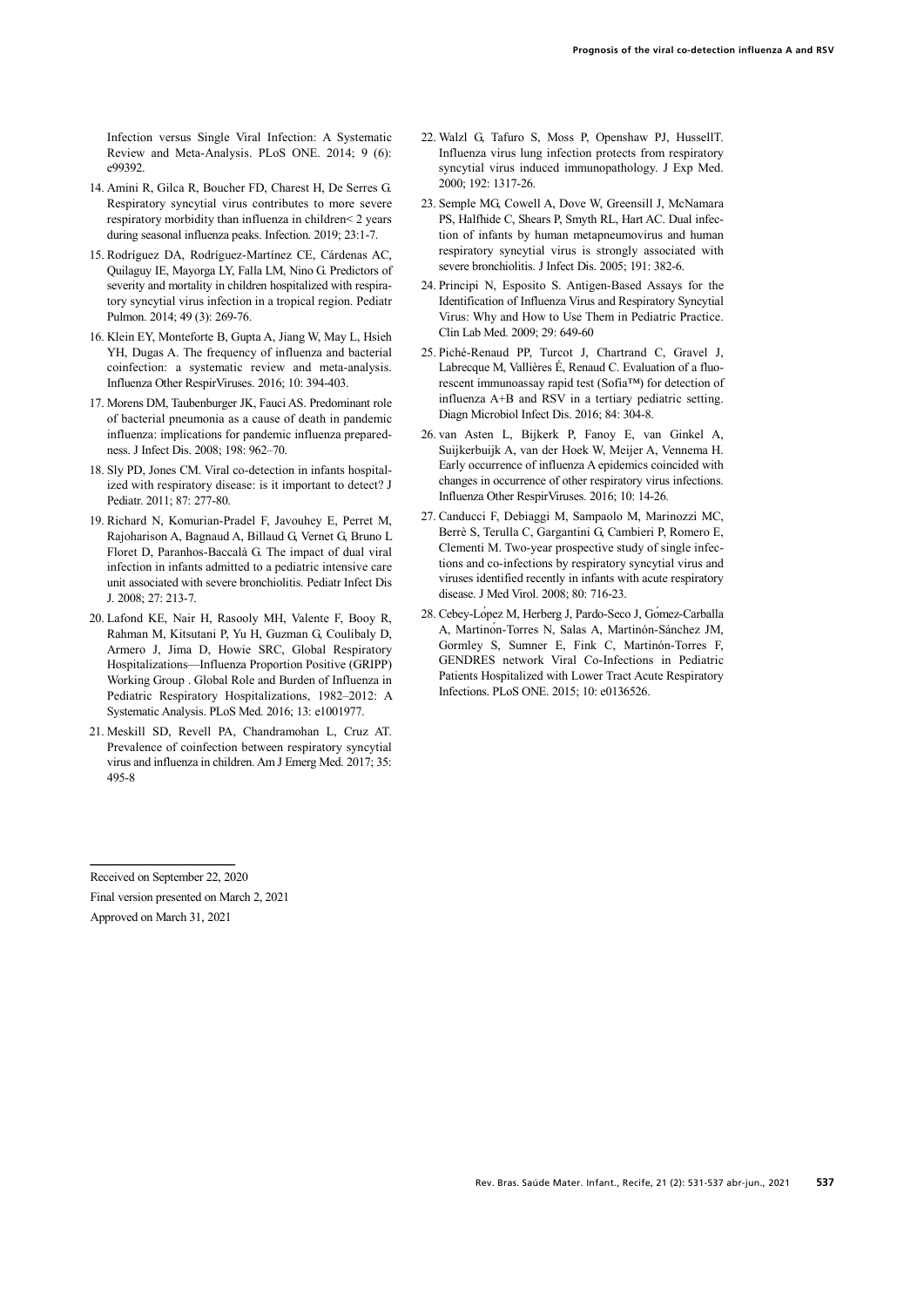Infection versus Single Viral Infection: A Systematic Review and Meta-Analysis. PLoS ONE. 2014; 9 (6): e99392.

14. Amini R, Gilca R, Boucher FD, Charest H, De Serres G. Respiratory syncytial virus contributes to more severe respiratory morbidity than influenza in children< 2 years during seasonal influenza peaks. Infection. 2019; 23:1-7.

15. Rodríguez DA, Rodríguez-Martínez CE, Cárdenas AC, Quilaguy IE, Mayorga LY, Falla LM, Nino G. Predictors of severity and mortality in children hospitalized with respiratory syncytial virus infection in a tropical region. Pediatr Pulmon. 2014; 49 (3): 269-76.

16. Klein EY, Monteforte B, Gupta A, Jiang W, May L, Hsieh YH, Dugas A. The frequency of influenza and bacterial coinfection: a systematic review and meta-analysis. Influenza Other RespirViruses. 2016; 10: 394-403.

17. Morens DM, Taubenburger JK, Fauci AS. Predominant role of bacterial pneumonia as a cause of death in pandemic influenza: implications for pandemic influenza preparedness. J Infect Dis. 2008; 198: 962–70.

18. Sly PD, Jones CM. Viral co-detection in infants hospitalized with respiratory disease: is it important to detect? J Pediatr. 2011; 87: 277-80.

19. Richard N, Komurian-Pradel F, Javouhey E, Perret M, Rajoharison A, Bagnaud A, Billaud G, Vernet G, Bruno L Floret D, Paranhos-Baccalà G. The impact of dual viral infection in infants admitted to a pediatric intensive care unit associated with severe bronchiolitis. Pediatr Infect Dis J. 2008; 27: 213-7.

20. Lafond KE, Nair H, Rasooly MH, Valente F, Booy R, Rahman M, Kitsutani P, Yu H, Guzman G, Coulibaly D, Armero J, Jima D, Howie SRC, Global Respiratory Hospitalizations—Influenza Proportion Positive (GRIPP) Working Group . Global Role and Burden of Influenza in Pediatric Respiratory Hospitalizations, 1982–2012: A Systematic Analysis. PLoS Med. 2016; 13: e1001977.

21. Meskill SD, Revell PA, Chandramohan L, Cruz AT. Prevalence of coinfection between respiratory syncytial virus and influenza in children. Am J Emerg Med. 2017; 35: 495-8

22. Walzl G, Tafuro S, Moss P, Openshaw PJ, HussellT. Influenza virus lung infection protects from respiratory syncytial virus induced immunopathology. J Exp Med. 2000; 192: 1317-26.

23. Semple MG, Cowell A, Dove W, Greensill J, McNamara PS, Halfhide C, Shears P, Smyth RL, Hart AC. Dual infection of infants by human metapneumovirus and human respiratory syncytial virus is strongly associated with severe bronchiolitis. J Infect Dis. 2005; 191: 382-6.

24. Principi N, Esposito S. Antigen-Based Assays for the Identification of Influenza Virus and Respiratory Syncytial Virus: Why and How to Use Them in Pediatric Practice. Clin Lab Med. 2009; 29: 649-60

25. Piché-Renaud PP, Turcot J, Chartrand C, Gravel J, Labrecque M, Vallières É, Renaud C. Evaluation of a fluorescent immunoassay rapid test (Sofia™) for detection of influenza A+B and RSV in a tertiary pediatric setting. Diagn Microbiol Infect Dis. 2016; 84: 304-8.

26. van Asten L, Bijkerk P, Fanoy E, van Ginkel A, Suijkerbuijk A, van der Hoek W, Meijer A, Vennema H. Early occurrence of influenza A epidemics coincided with changes in occurrence of other respiratory virus infections. Influenza Other RespirViruses. 2016; 10: 14-26.

27. Canducci F, Debiaggi M, Sampaolo M, Marinozzi MC, Berrè S, Terulla C, Gargantini G, Cambieri P, Romero E, Clementi M. Two-year prospective study of single infections and co-infections by respiratory syncytial virus and viruses identified recently in infants with acute respiratory disease. J Med Virol. 2008; 80: 716-23.

28. Cebey-López M, Herberg J, Pardo-Seco J, Gómez-Carballa A, Martinón-Torres N, Salas A, Martinón-Sánchez JM, Gormley S, Sumner E, Fink C, Martinón-Torres F, GENDRES network Viral Co-Infections in Pediatric Patients Hospitalized with Lower Tract Acute Respiratory Infections. PLoS ONE. 2015; 10: e0136526.

Received on September 22, 2020

Final version presented on March 2, 2021

Approved on March 31, 2021